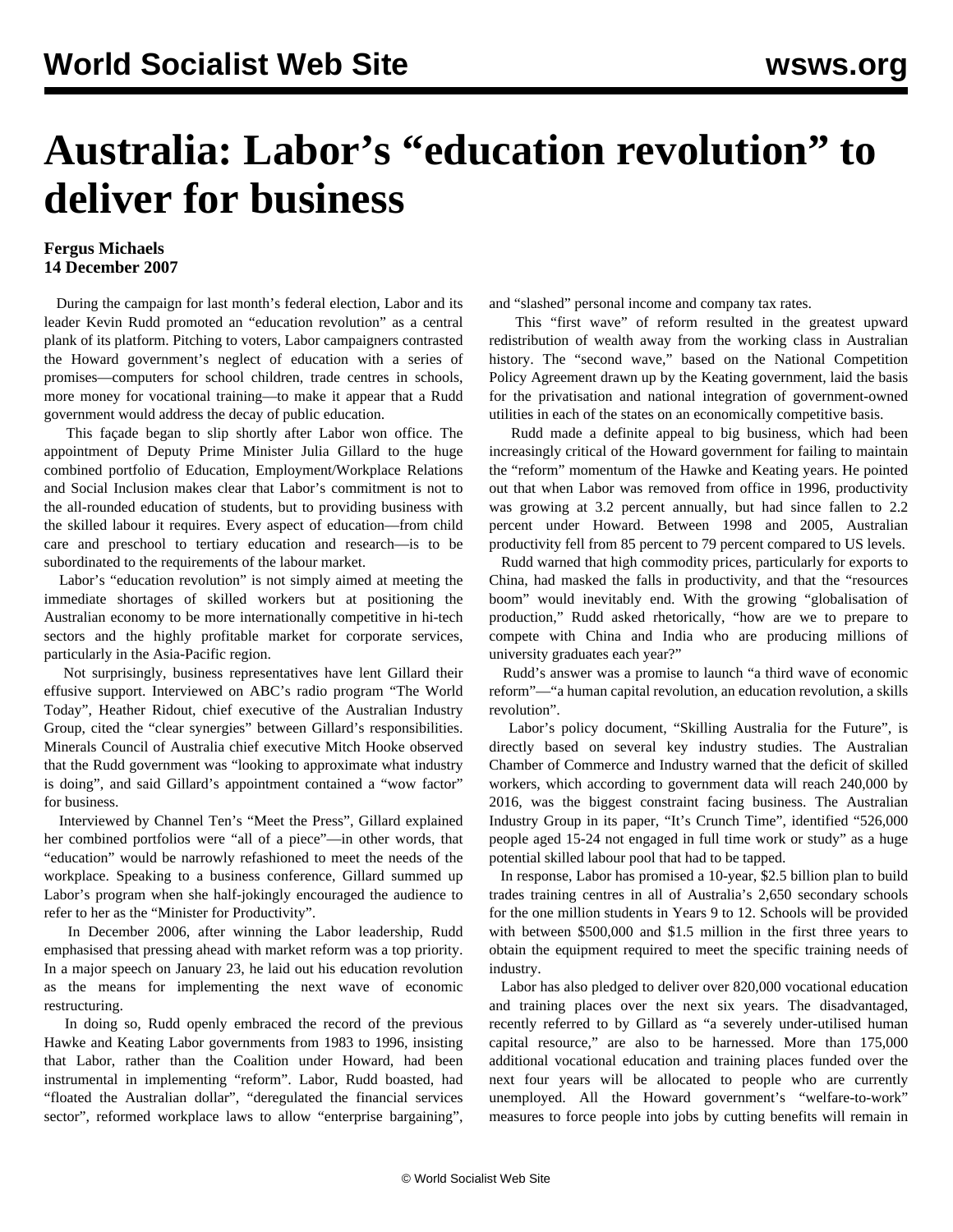# Australia: Labor's "education revolution" to deliver for business

**Fergus Michaels**
**14 December 2007**

During the campaign for last month's federal election, Labor and its leader Kevin Rudd promoted an "education revolution" as a central plank of its platform. Pitching to voters, Labor campaigners contrasted the Howard government's neglect of education with a series of promises—computers for school children, trade centres in schools, more money for vocational training—to make it appear that a Rudd government would address the decay of public education.

This façade began to slip shortly after Labor won office. The appointment of Deputy Prime Minister Julia Gillard to the huge combined portfolio of Education, Employment/Workplace Relations and Social Inclusion makes clear that Labor's commitment is not to the all-rounded education of students, but to providing business with the skilled labour it requires. Every aspect of education—from child care and preschool to tertiary education and research—is to be subordinated to the requirements of the labour market.

Labor's "education revolution" is not simply aimed at meeting the immediate shortages of skilled workers but at positioning the Australian economy to be more internationally competitive in hi-tech sectors and the highly profitable market for corporate services, particularly in the Asia-Pacific region.

Not surprisingly, business representatives have lent Gillard their effusive support. Interviewed on ABC's radio program "The World Today", Heather Ridout, chief executive of the Australian Industry Group, cited the "clear synergies" between Gillard's responsibilities. Minerals Council of Australia chief executive Mitch Hooke observed that the Rudd government was "looking to approximate what industry is doing", and said Gillard's appointment contained a "wow factor" for business.

Interviewed by Channel Ten's "Meet the Press", Gillard explained her combined portfolios were "all of a piece"—in other words, that "education" would be narrowly refashioned to meet the needs of the workplace. Speaking to a business conference, Gillard summed up Labor's program when she half-jokingly encouraged the audience to refer to her as the "Minister for Productivity".

In December 2006, after winning the Labor leadership, Rudd emphasised that pressing ahead with market reform was a top priority. In a major speech on January 23, he laid out his education revolution as the means for implementing the next wave of economic restructuring.

In doing so, Rudd openly embraced the record of the previous Hawke and Keating Labor governments from 1983 to 1996, insisting that Labor, rather than the Coalition under Howard, had been instrumental in implementing "reform". Labor, Rudd boasted, had "floated the Australian dollar", "deregulated the financial services sector", reformed workplace laws to allow "enterprise bargaining", and "slashed" personal income and company tax rates.

This "first wave" of reform resulted in the greatest upward redistribution of wealth away from the working class in Australian history. The "second wave," based on the National Competition Policy Agreement drawn up by the Keating government, laid the basis for the privatisation and national integration of government-owned utilities in each of the states on an economically competitive basis.

Rudd made a definite appeal to big business, which had been increasingly critical of the Howard government for failing to maintain the "reform" momentum of the Hawke and Keating years. He pointed out that when Labor was removed from office in 1996, productivity was growing at 3.2 percent annually, but had since fallen to 2.2 percent under Howard. Between 1998 and 2005, Australian productivity fell from 85 percent to 79 percent compared to US levels.

Rudd warned that high commodity prices, particularly for exports to China, had masked the falls in productivity, and that the "resources boom" would inevitably end. With the growing "globalisation of production," Rudd asked rhetorically, "how are we to prepare to compete with China and India who are producing millions of university graduates each year?"

Rudd's answer was a promise to launch "a third wave of economic reform"—"a human capital revolution, an education revolution, a skills revolution".

Labor's policy document, "Skilling Australia for the Future", is directly based on several key industry studies. The Australian Chamber of Commerce and Industry warned that the deficit of skilled workers, which according to government data will reach 240,000 by 2016, was the biggest constraint facing business. The Australian Industry Group in its paper, "It's Crunch Time", identified "526,000 people aged 15-24 not engaged in full time work or study" as a huge potential skilled labour pool that had to be tapped.

In response, Labor has promised a 10-year, $2.5 billion plan to build trades training centres in all of Australia's 2,650 secondary schools for the one million students in Years 9 to 12. Schools will be provided with between $500,000 and $1.5 million in the first three years to obtain the equipment required to meet the specific training needs of industry.

Labor has also pledged to deliver over 820,000 vocational education and training places over the next six years. The disadvantaged, recently referred to by Gillard as "a severely under-utilised human capital resource," are also to be harnessed. More than 175,000 additional vocational education and training places funded over the next four years will be allocated to people who are currently unemployed. All the Howard government's "welfare-to-work" measures to force people into jobs by cutting benefits will remain in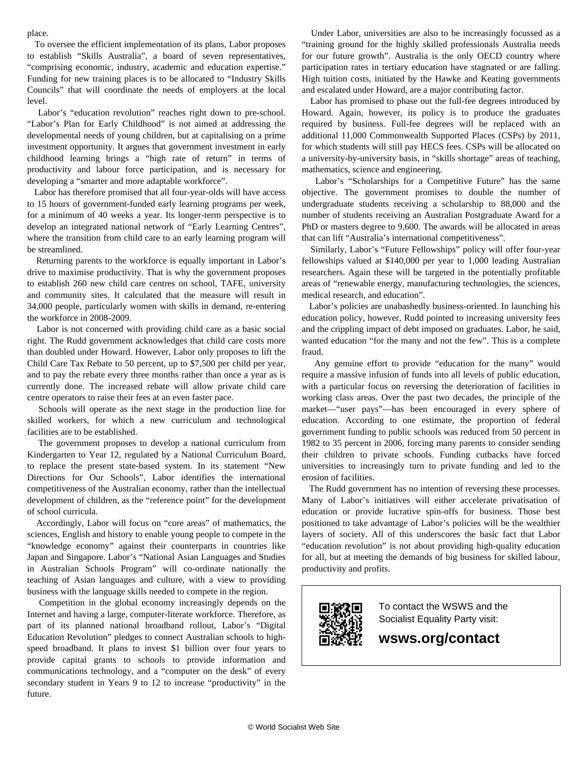place.

To oversee the efficient implementation of its plans, Labor proposes to establish "Skills Australia", a board of seven representatives, "comprising economic, industry, academic and education expertise." Funding for new training places is to be allocated to "Industry Skills Councils" that will coordinate the needs of employers at the local level.

Labor's "education revolution" reaches right down to pre-school. "Labor's Plan for Early Childhood" is not aimed at addressing the developmental needs of young children, but at capitalising on a prime investment opportunity. It argues that government investment in early childhood learning brings a "high rate of return" in terms of productivity and labour force participation, and is necessary for developing a "smarter and more adaptable workforce".

Labor has therefore promised that all four-year-olds will have access to 15 hours of government-funded early learning programs per week, for a minimum of 40 weeks a year. Its longer-term perspective is to develop an integrated national network of "Early Learning Centres", where the transition from child care to an early learning program will be streamlined.

Returning parents to the workforce is equally important in Labor's drive to maximise productivity. That is why the government proposes to establish 260 new child care centres on school, TAFE, university and community sites. It calculated that the measure will result in 34,000 people, particularly women with skills in demand, re-entering the workforce in 2008-2009.

Labor is not concerned with providing child care as a basic social right. The Rudd government acknowledges that child care costs more than doubled under Howard. However, Labor only proposes to lift the Child Care Tax Rebate to 50 percent, up to $7,500 per child per year, and to pay the rebate every three months rather than once a year as is currently done. The increased rebate will allow private child care centre operators to raise their fees at an even faster pace.

Schools will operate as the next stage in the production line for skilled workers, for which a new curriculum and technological facilities are to be established.

The government proposes to develop a national curriculum from Kindergarten to Year 12, regulated by a National Curriculum Board, to replace the present state-based system. In its statement "New Directions for Our Schools", Labor identifies the international competitiveness of the Australian economy, rather than the intellectual development of children, as the "reference point" for the development of school curricula.

Accordingly, Labor will focus on "core areas" of mathematics, the sciences, English and history to enable young people to compete in the "knowledge economy" against their counterparts in countries like Japan and Singapore. Labor's "National Asian Languages and Studies in Australian Schools Program" will co-ordinate nationally the teaching of Asian languages and culture, with a view to providing business with the language skills needed to compete in the region.

Competition in the global economy increasingly depends on the Internet and having a large, computer-literate workforce. Therefore, as part of its planned national broadband rollout, Labor's "Digital Education Revolution" pledges to connect Australian schools to high-speed broadband. It plans to invest $1 billion over four years to provide capital grants to schools to provide information and communications technology, and a "computer on the desk" of every secondary student in Years 9 to 12 to increase "productivity" in the future.

Under Labor, universities are also to be increasingly focussed as a "training ground for the highly skilled professionals Australia needs for our future growth". Australia is the only OECD country where participation rates in tertiary education have stagnated or are falling. High tuition costs, initiated by the Hawke and Keating governments and escalated under Howard, are a major contributing factor.

Labor has promised to phase out the full-fee degrees introduced by Howard. Again, however, its policy is to produce the graduates required by business. Full-fee degrees will be replaced with an additional 11,000 Commonwealth Supported Places (CSPs) by 2011, for which students will still pay HECS fees. CSPs will be allocated on a university-by-university basis, in "skills shortage" areas of teaching, mathematics, science and engineering.

Labor's "Scholarships for a Competitive Future" has the same objective. The government promises to double the number of undergraduate students receiving a scholarship to 88,000 and the number of students receiving an Australian Postgraduate Award for a PhD or masters degree to 9,600. The awards will be allocated in areas that can lift "Australia's international competitiveness".

Similarly, Labor's "Future Fellowships" policy will offer four-year fellowships valued at $140,000 per year to 1,000 leading Australian researchers. Again these will be targeted in the potentially profitable areas of "renewable energy, manufacturing technologies, the sciences, medical research, and education".

Labor's policies are unabashedly business-oriented. In launching his education policy, however, Rudd pointed to increasing university fees and the crippling impact of debt imposed on graduates. Labor, he said, wanted education "for the many and not the few". This is a complete fraud.

Any genuine effort to provide "education for the many" would require a massive infusion of funds into all levels of public education, with a particular focus on reversing the deterioration of facilities in working class areas. Over the past two decades, the principle of the market—"user pays"—has been encouraged in every sphere of education. According to one estimate, the proportion of federal government funding to public schools was reduced from 50 percent in 1982 to 35 percent in 2006, forcing many parents to consider sending their children to private schools. Funding cutbacks have forced universities to increasingly turn to private funding and led to the erosion of facilities.

The Rudd government has no intention of reversing these processes. Many of Labor's initiatives will either accelerate privatisation of education or provide lucrative spin-offs for business. Those best positioned to take advantage of Labor's policies will be the wealthier layers of society. All of this underscores the basic fact that Labor "education revolution" is not about providing high-quality education for all, but at meeting the demands of big business for skilled labour, productivity and profits.

To contact the WSWS and the Socialist Equality Party visit:

**wsws.org/contact**